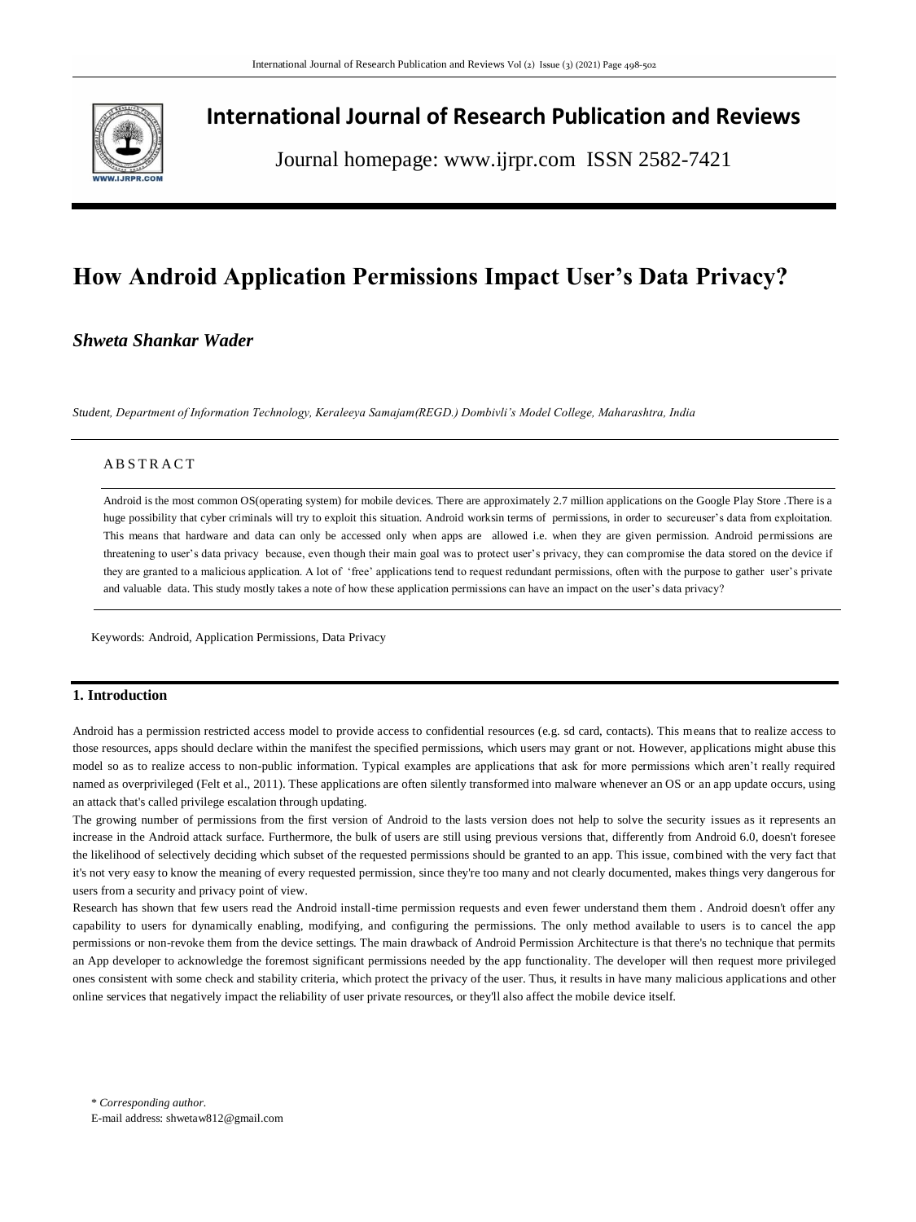# International Journal of Research Publication and Reviews

Journal homepage: www.ijrpr.com ISSN 2582-7421

# How Android Application Permissions Impact User's Data Privacy?

***Shweta Shankar Wader***

*Student, Department of Information Technology, Keraleeya Samajam(REGD.) Dombivli's Model College, Maharashtra, India*

## ABSTRACT

Android is the most common OS(operating system) for mobile devices. There are approximately 2.7 million applications on the Google Play Store .There is a huge possibility that cyber criminals will try to exploit this situation. Android worksin terms of permissions, in order to secureuser's data from exploitation. This means that hardware and data can only be accessed only when apps are allowed i.e. when they are given permission. Android permissions are threatening to user's data privacy because, even though their main goal was to protect user's privacy, they can compromise the data stored on the device if they are granted to a malicious application. A lot of 'free' applications tend to request redundant permissions, often with the purpose to gather user's private and valuable data. This study mostly takes a note of how these application permissions can have an impact on the user's data privacy?

Keywords: Android, Application Permissions, Data Privacy

## 1. Introduction

Android has a permission restricted access model to provide access to confidential resources (e.g. sd card, contacts). This means that to realize access to those resources, apps should declare within the manifest the specified permissions, which users may grant or not. However, applications might abuse this model so as to realize access to non-public information. Typical examples are applications that ask for more permissions which aren't really required named as overprivileged (Felt et al., 2011). These applications are often silently transformed into malware whenever an OS or an app update occurs, using an attack that's called privilege escalation through updating.

The growing number of permissions from the first version of Android to the lasts version does not help to solve the security issues as it represents an increase in the Android attack surface. Furthermore, the bulk of users are still using previous versions that, differently from Android 6.0, doesn't foresee the likelihood of selectively deciding which subset of the requested permissions should be granted to an app. This issue, combined with the very fact that it's not very easy to know the meaning of every requested permission, since they're too many and not clearly documented, makes things very dangerous for users from a security and privacy point of view.

Research has shown that few users read the Android install-time permission requests and even fewer understand them them . Android doesn't offer any capability to users for dynamically enabling, modifying, and configuring the permissions. The only method available to users is to cancel the app permissions or non-revoke them from the device settings. The main drawback of Android Permission Architecture is that there's no technique that permits an App developer to acknowledge the foremost significant permissions needed by the app functionality. The developer will then request more privileged ones consistent with some check and stability criteria, which protect the privacy of the user. Thus, it results in have many malicious applications and other online services that negatively impact the reliability of user private resources, or they'll also affect the mobile device itself.

\* *Corresponding author.*
E-mail address: shwetaw812@gmail.com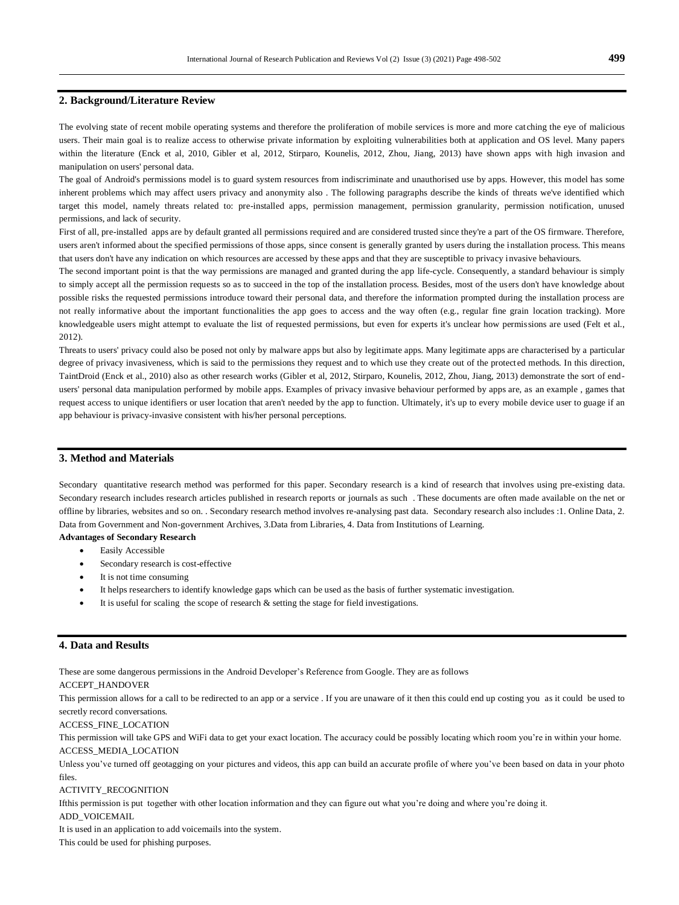## 2. Background/Literature Review

The evolving state of recent mobile operating systems and therefore the proliferation of mobile services is more and more catching the eye of malicious users. Their main goal is to realize access to otherwise private information by exploiting vulnerabilities both at application and OS level. Many papers within the literature (Enck et al, 2010, Gibler et al, 2012, Stirparo, Kounelis, 2012, Zhou, Jiang, 2013) have shown apps with high invasion and manipulation on users' personal data.

The goal of Android's permissions model is to guard system resources from indiscriminate and unauthorised use by apps. However, this model has some inherent problems which may affect users privacy and anonymity also . The following paragraphs describe the kinds of threats we've identified which target this model, namely threats related to: pre-installed apps, permission management, permission granularity, permission notification, unused permissions, and lack of security.

First of all, pre-installed apps are by default granted all permissions required and are considered trusted since they're a part of the OS firmware. Therefore, users aren't informed about the specified permissions of those apps, since consent is generally granted by users during the installation process. This means that users don't have any indication on which resources are accessed by these apps and that they are susceptible to privacy invasive behaviours.

The second important point is that the way permissions are managed and granted during the app life-cycle. Consequently, a standard behaviour is simply to simply accept all the permission requests so as to succeed in the top of the installation process. Besides, most of the users don't have knowledge about possible risks the requested permissions introduce toward their personal data, and therefore the information prompted during the installation process are not really informative about the important functionalities the app goes to access and the way often (e.g., regular fine grain location tracking). More knowledgeable users might attempt to evaluate the list of requested permissions, but even for experts it's unclear how permissions are used (Felt et al., 2012).

Threats to users' privacy could also be posed not only by malware apps but also by legitimate apps. Many legitimate apps are characterised by a particular degree of privacy invasiveness, which is said to the permissions they request and to which use they create out of the protected methods. In this direction, TaintDroid (Enck et al., 2010) also as other research works (Gibler et al, 2012, Stirparo, Kounelis, 2012, Zhou, Jiang, 2013) demonstrate the sort of end-users' personal data manipulation performed by mobile apps. Examples of privacy invasive behaviour performed by apps are, as an example , games that request access to unique identifiers or user location that aren't needed by the app to function. Ultimately, it's up to every mobile device user to guage if an app behaviour is privacy-invasive consistent with his/her personal perceptions.

## 3. Method and Materials

Secondary quantitative research method was performed for this paper. Secondary research is a kind of research that involves using pre-existing data. Secondary research includes research articles published in research reports or journals as such . These documents are often made available on the net or offline by libraries, websites and so on. . Secondary research method involves re-analysing past data. Secondary research also includes :1. Online Data, 2. Data from Government and Non-government Archives, 3.Data from Libraries, 4. Data from Institutions of Learning.

**Advantages of Secondary Research**

- Easily Accessible
- Secondary research is cost-effective
- It is not time consuming
- It helps researchers to identify knowledge gaps which can be used as the basis of further systematic investigation.
- It is useful for scaling the scope of research & setting the stage for field investigations.

## 4. Data and Results

These are some dangerous permissions in the Android Developer's Reference from Google. They are as follows

ACCEPT_HANDOVER

This permission allows for a call to be redirected to an app or a service . If you are unaware of it then this could end up costing you as it could be used to secretly record conversations.

ACCESS_FINE_LOCATION

This permission will take GPS and WiFi data to get your exact location. The accuracy could be possibly locating which room you're in within your home.

ACCESS_MEDIA_LOCATION

Unless you've turned off geotagging on your pictures and videos, this app can build an accurate profile of where you've been based on data in your photo files.

ACTIVITY_RECOGNITION

Ifthis permission is put together with other location information and they can figure out what you're doing and where you're doing it.

ADD_VOICEMAIL

It is used in an application to add voicemails into the system.

This could be used for phishing purposes.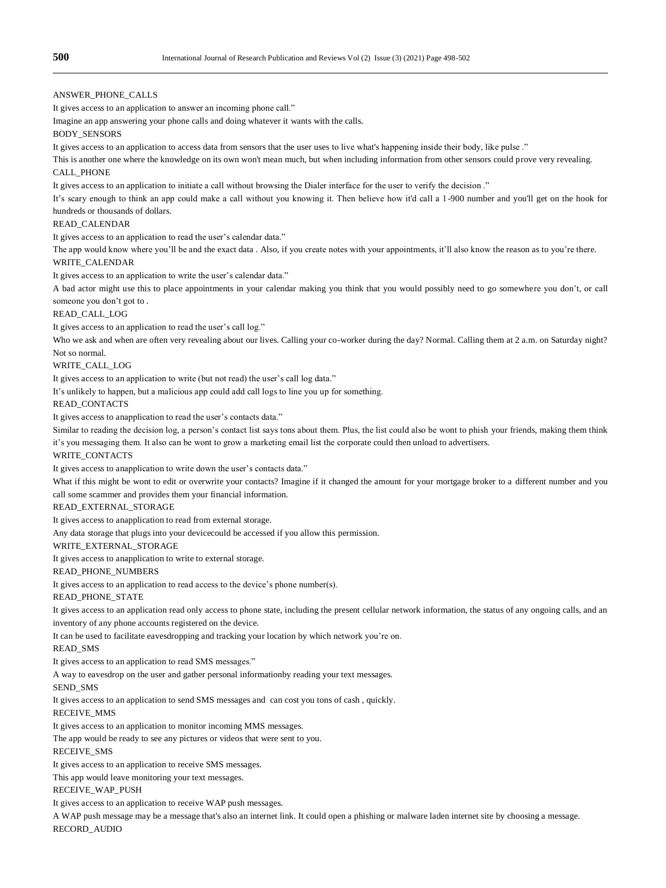ANSWER_PHONE_CALLS

It gives access to an application to answer an incoming phone call."

Imagine an app answering your phone calls and doing whatever it wants with the calls.

BODY_SENSORS

It gives access to an application to access data from sensors that the user uses to live what's happening inside their body, like pulse ."

This is another one where the knowledge on its own won't mean much, but when including information from other sensors could prove very revealing.

CALL_PHONE

It gives access to an application to initiate a call without browsing the Dialer interface for the user to verify the decision ."

It's scary enough to think an app could make a call without you knowing it. Then believe how it'd call a 1-900 number and you'll get on the hook for hundreds or thousands of dollars.

READ_CALENDAR

It gives access to an application to read the user's calendar data."

The app would know where you'll be and the exact data . Also, if you create notes with your appointments, it'll also know the reason as to you're there.

WRITE_CALENDAR

It gives access to an application to write the user's calendar data."

A bad actor might use this to place appointments in your calendar making you think that you would possibly need to go somewhere you don't, or call someone you don't got to .

READ_CALL_LOG

It gives access to an application to read the user's call log."

Who we ask and when are often very revealing about our lives. Calling your co-worker during the day? Normal. Calling them at 2 a.m. on Saturday night? Not so normal.

WRITE_CALL_LOG

It gives access to an application to write (but not read) the user's call log data."

It's unlikely to happen, but a malicious app could add call logs to line you up for something.

READ_CONTACTS

It gives access to anapplication to read the user's contacts data."

Similar to reading the decision log, a person's contact list says tons about them. Plus, the list could also be wont to phish your friends, making them think it's you messaging them. It also can be wont to grow a marketing email list the corporate could then unload to advertisers.

WRITE_CONTACTS

It gives access to anapplication to write down the user's contacts data."

What if this might be wont to edit or overwrite your contacts? Imagine if it changed the amount for your mortgage broker to a different number and you call some scammer and provides them your financial information.

READ_EXTERNAL_STORAGE

It gives access to anapplication to read from external storage.

Any data storage that plugs into your devicecould be accessed if you allow this permission.

WRITE_EXTERNAL_STORAGE

It gives access to anapplication to write to external storage.

READ_PHONE_NUMBERS

It gives access to an application to read access to the device's phone number(s).

READ_PHONE_STATE

It gives access to an application read only access to phone state, including the present cellular network information, the status of any ongoing calls, and an inventory of any phone accounts registered on the device.

It can be used to facilitate eavesdropping and tracking your location by which network you're on.

READ_SMS

It gives access to an application to read SMS messages."

A way to eavesdrop on the user and gather personal informationby reading your text messages.

SEND_SMS

It gives access to an application to send SMS messages and can cost you tons of cash , quickly.

RECEIVE_MMS

It gives access to an application to monitor incoming MMS messages.

The app would be ready to see any pictures or videos that were sent to you.

RECEIVE_SMS

It gives access to an application to receive SMS messages.

This app would leave monitoring your text messages.

RECEIVE_WAP_PUSH

It gives access to an application to receive WAP push messages.

A WAP push message may be a message that's also an internet link. It could open a phishing or malware laden internet site by choosing a message.

RECORD_AUDIO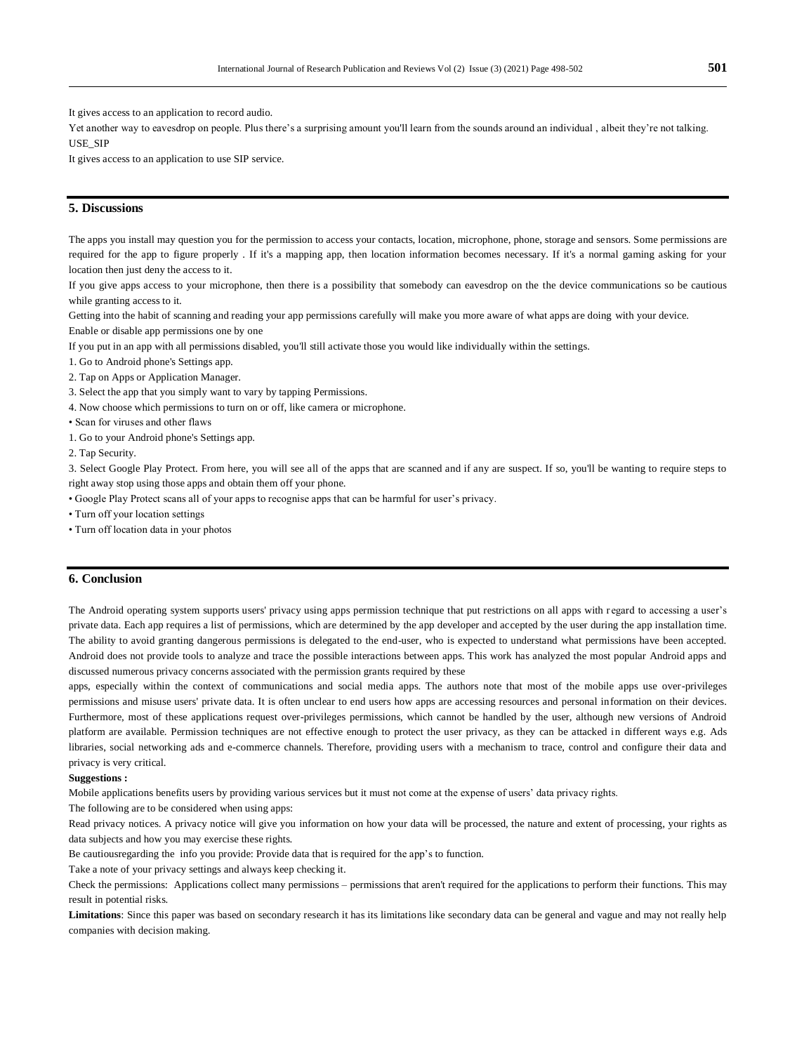It gives access to an application to record audio.

Yet another way to eavesdrop on people. Plus there's a surprising amount you'll learn from the sounds around an individual , albeit they're not talking.

USE_SIP

It gives access to an application to use SIP service.

## 5. Discussions

The apps you install may question you for the permission to access your contacts, location, microphone, phone, storage and sensors. Some permissions are required for the app to figure properly . If it's a mapping app, then location information becomes necessary. If it's a normal gaming asking for your location then just deny the access to it.

If you give apps access to your microphone, then there is a possibility that somebody can eavesdrop on the the device communications so be cautious while granting access to it.

Getting into the habit of scanning and reading your app permissions carefully will make you more aware of what apps are doing with your device.

Enable or disable app permissions one by one

If you put in an app with all permissions disabled, you'll still activate those you would like individually within the settings.

1. Go to Android phone's Settings app.
2. Tap on Apps or Application Manager.
3. Select the app that you simply want to vary by tapping Permissions.
4. Now choose which permissions to turn on or off, like camera or microphone.

• Scan for viruses and other flaws

1. Go to your Android phone's Settings app.
2. Tap Security.
3. Select Google Play Protect. From here, you will see all of the apps that are scanned and if any are suspect. If so, you'll be wanting to require steps to right away stop using those apps and obtain them off your phone.

• Google Play Protect scans all of your apps to recognise apps that can be harmful for user's privacy.

• Turn off your location settings

• Turn off location data in your photos

## 6. Conclusion

The Android operating system supports users' privacy using apps permission technique that put restrictions on all apps with regard to accessing a user's private data. Each app requires a list of permissions, which are determined by the app developer and accepted by the user during the app installation time. The ability to avoid granting dangerous permissions is delegated to the end-user, who is expected to understand what permissions have been accepted. Android does not provide tools to analyze and trace the possible interactions between apps. This work has analyzed the most popular Android apps and discussed numerous privacy concerns associated with the permission grants required by these apps, especially within the context of communications and social media apps. The authors note that most of the mobile apps use over-privileges permissions and misuse users' private data. It is often unclear to end users how apps are accessing resources and personal information on their devices. Furthermore, most of these applications request over-privileges permissions, which cannot be handled by the user, although new versions of Android platform are available. Permission techniques are not effective enough to protect the user privacy, as they can be attacked in different ways e.g. Ads libraries, social networking ads and e-commerce channels. Therefore, providing users with a mechanism to trace, control and configure their data and privacy is very critical.

**Suggestions :**

Mobile applications benefits users by providing various services but it must not come at the expense of users' data privacy rights.

The following are to be considered when using apps:

Read privacy notices. A privacy notice will give you information on how your data will be processed, the nature and extent of processing, your rights as data subjects and how you may exercise these rights.

Be cautiousregarding the info you provide: Provide data that is required for the app's to function.

Take a note of your privacy settings and always keep checking it.

Check the permissions: Applications collect many permissions – permissions that aren't required for the applications to perform their functions. This may result in potential risks.

**Limitations**: Since this paper was based on secondary research it has its limitations like secondary data can be general and vague and may not really help companies with decision making.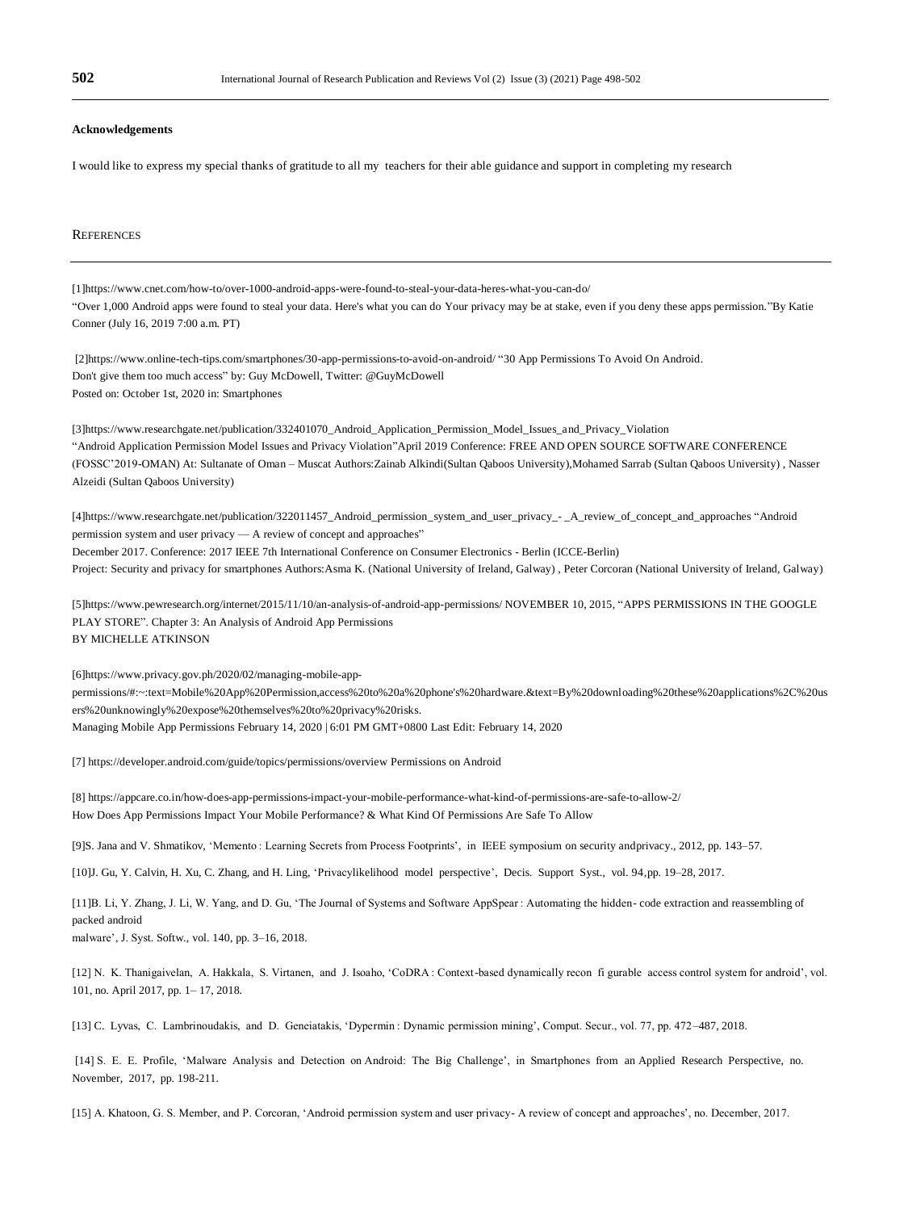### Acknowledgements

I would like to express my special thanks of gratitude to all my teachers for their able guidance and support in completing my research

### References

[1]https://www.cnet.com/how-to/over-1000-android-apps-were-found-to-steal-your-data-heres-what-you-can-do/
"Over 1,000 Android apps were found to steal your data. Here's what you can do Your privacy may be at stake, even if you deny these apps permission."By Katie Conner (July 16, 2019 7:00 a.m. PT)

[2]https://www.online-tech-tips.com/smartphones/30-app-permissions-to-avoid-on-android/ "30 App Permissions To Avoid On Android. Don't give them too much access" by: Guy McDowell, Twitter: @GuyMcDowell
Posted on: October 1st, 2020 in: Smartphones

[3]https://www.researchgate.net/publication/332401070_Android_Application_Permission_Model_Issues_and_Privacy_Violation
"Android Application Permission Model Issues and Privacy Violation"April 2019 Conference: FREE AND OPEN SOURCE SOFTWARE CONFERENCE (FOSSC'2019-OMAN) At: Sultanate of Oman – Muscat Authors:Zainab Alkindi(Sultan Qaboos University),Mohamed Sarrab (Sultan Qaboos University) , Nasser Alzeidi (Sultan Qaboos University)

[4]https://www.researchgate.net/publication/322011457_Android_permission_system_and_user_privacy_-_A_review_of_concept_and_approaches "Android permission system and user privacy — A review of concept and approaches"
December 2017. Conference: 2017 IEEE 7th International Conference on Consumer Electronics - Berlin (ICCE-Berlin)
Project: Security and privacy for smartphones Authors:Asma K. (National University of Ireland, Galway) , Peter Corcoran (National University of Ireland, Galway)

[5]https://www.pewresearch.org/internet/2015/11/10/an-analysis-of-android-app-permissions/ NOVEMBER 10, 2015, "APPS PERMISSIONS IN THE GOOGLE PLAY STORE". Chapter 3: An Analysis of Android App Permissions
BY MICHELLE ATKINSON

[6]https://www.privacy.gov.ph/2020/02/managing-mobile-app-permissions/#:~:text=Mobile%20App%20Permission,access%20to%20a%20phone's%20hardware.&text=By%20downloading%20these%20applications%2C%20users%20unknowingly%20expose%20themselves%20to%20privacy%20risks.
Managing Mobile App Permissions February 14, 2020 | 6:01 PM GMT+0800 Last Edit: February 14, 2020

[7] https://developer.android.com/guide/topics/permissions/overview Permissions on Android

[8] https://appcare.co.in/how-does-app-permissions-impact-your-mobile-performance-what-kind-of-permissions-are-safe-to-allow-2/
How Does App Permissions Impact Your Mobile Performance? & What Kind Of Permissions Are Safe To Allow

[9]S. Jana and V. Shmatikov, 'Memento : Learning Secrets from Process Footprints', in IEEE symposium on security andprivacy., 2012, pp. 143–57.

[10]J. Gu, Y. Calvin, H. Xu, C. Zhang, and H. Ling, 'Privacylikelihood model perspective', Decis. Support Syst., vol. 94,pp. 19–28, 2017.

[11]B. Li, Y. Zhang, J. Li, W. Yang, and D. Gu, 'The Journal of Systems and Software AppSpear : Automating the hidden- code extraction and reassembling of packed android
malware', J. Syst. Softw., vol. 140, pp. 3–16, 2018.

[12] N. K. Thanigaivelan, A. Hakkala, S. Virtanen, and J. Isoaho, 'CoDRA : Context-based dynamically recon fi gurable access control system for android', vol. 101, no. April 2017, pp. 1– 17, 2018.

[13] C. Lyvas, C. Lambrinoudakis, and D. Geneiatakis, 'Dypermin : Dynamic permission mining', Comput. Secur., vol. 77, pp. 472–487, 2018.

[14] S. E. E. Profile, 'Malware Analysis and Detection on Android: The Big Challenge', in Smartphones from an Applied Research Perspective, no. November, 2017, pp. 198-211.

[15] A. Khatoon, G. S. Member, and P. Corcoran, 'Android permission system and user privacy- A review of concept and approaches', no. December, 2017.